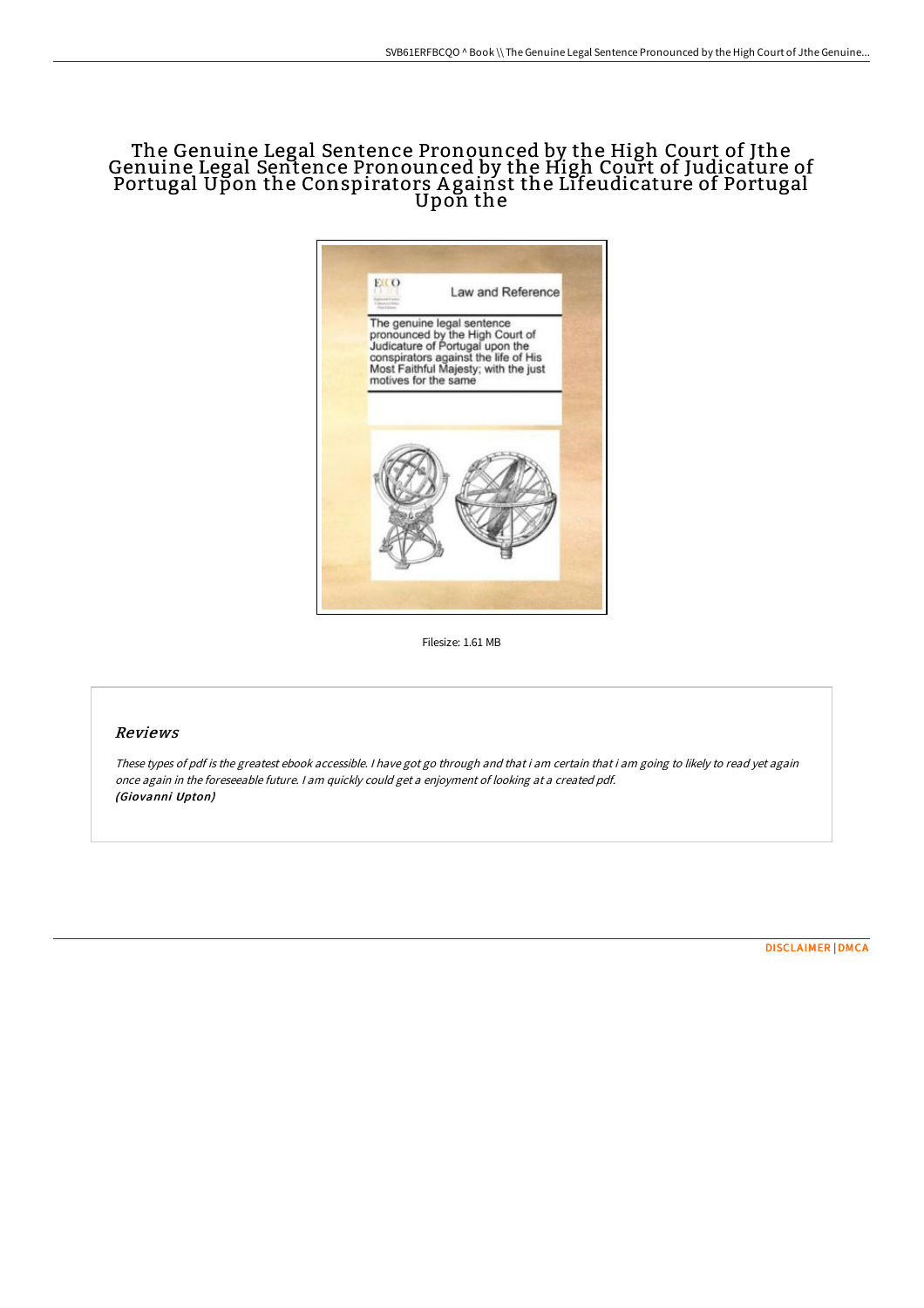# The Genuine Legal Sentence Pronounced by the High Court of Jthe Genuine Legal Sentence Pronounced by the High Court of Judicature of Portugal Upon the Conspirators Against the Lifeudicature of Portugal Upon the

Filesize: 1.61 MB

## Reviews

*These types of pdf is the greatest ebook accessible. I have got go through and that i am certain that i am going to likely to read yet again once again in the foreseeable future. I am quickly could get a enjoyment of looking at a created pdf.*
*(Giovanni Upton)*

DISCLAIMER | DMCA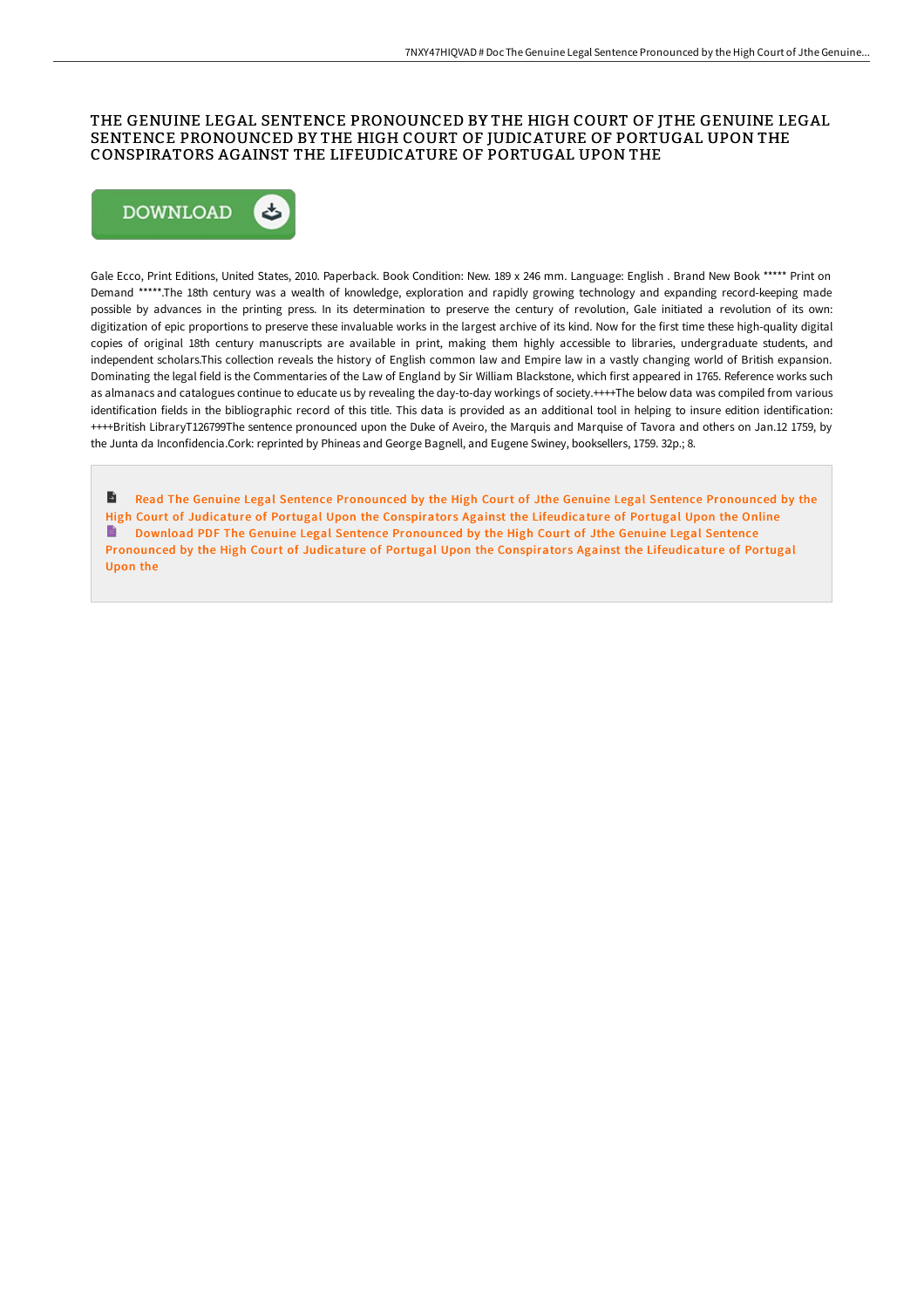# THE GENUINE LEGAL SENTENCE PRONOUNCED BY THE HIGH COURT OF JTHE GENUINE LEGAL SENTENCE PRONOUNCED BY THE HIGH COURT OF JUDICATURE OF PORTUGAL UPON THE CONSPIRATORS AGAINST THE LIFEUDICATURE OF PORTUGAL UPON THE

DOWNLOAD

Gale Ecco, Print Editions, United States, 2010. Paperback. Book Condition: New. 189 x 246 mm. Language: English . Brand New Book ***** Print on Demand *****.The 18th century was a wealth of knowledge, exploration and rapidly growing technology and expanding record-keeping made possible by advances in the printing press. In its determination to preserve the century of revolution, Gale initiated a revolution of its own: digitization of epic proportions to preserve these invaluable works in the largest archive of its kind. Now for the first time these high-quality digital copies of original 18th century manuscripts are available in print, making them highly accessible to libraries, undergraduate students, and independent scholars.This collection reveals the history of English common law and Empire law in a vastly changing world of British expansion. Dominating the legal field is the Commentaries of the Law of England by Sir William Blackstone, which first appeared in 1765. Reference works such as almanacs and catalogues continue to educate us by revealing the day-to-day workings of society.++++The below data was compiled from various identification fields in the bibliographic record of this title. This data is provided as an additional tool in helping to insure edition identification: ++++British LibraryT126799The sentence pronounced upon the Duke of Aveiro, the Marquis and Marquise of Tavora and others on Jan.12 1759, by the Junta da Inconfidencia.Cork: reprinted by Phineas and George Bagnell, and Eugene Swiney, booksellers, 1759. 32p.; 8.

Read The Genuine Legal Sentence Pronounced by the High Court of Jthe Genuine Legal Sentence Pronounced by the High Court of Judicature of Portugal Upon the Conspirators Against the Lifeudicature of Portugal Upon the Online

Download PDF The Genuine Legal Sentence Pronounced by the High Court of Jthe Genuine Legal Sentence Pronounced by the High Court of Judicature of Portugal Upon the Conspirators Against the Lifeudicature of Portugal Upon the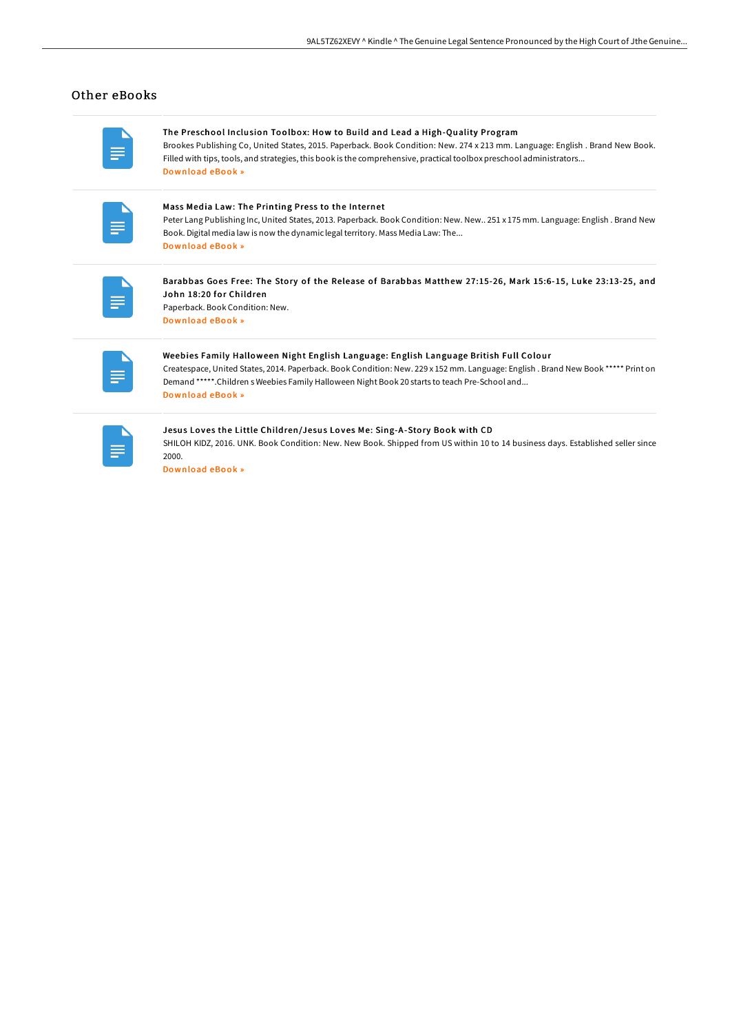## Other eBooks

### The Preschool Inclusion Toolbox: How to Build and Lead a High-Quality Program

Brookes Publishing Co, United States, 2015. Paperback. Book Condition: New. 274 x 213 mm. Language: English . Brand New Book. Filled with tips, tools, and strategies, this book is the comprehensive, practical toolbox preschool administrators...

Download eBook »

### Mass Media Law: The Printing Press to the Internet

Peter Lang Publishing Inc, United States, 2013. Paperback. Book Condition: New. New.. 251 x 175 mm. Language: English . Brand New Book. Digital media law is now the dynamic legal territory. Mass Media Law: The...

Download eBook »

### Barabbas Goes Free: The Story of the Release of Barabbas Matthew 27:15-26, Mark 15:6-15, Luke 23:13-25, and John 18:20 for Children

Paperback. Book Condition: New.

Download eBook »

### Weebies Family Halloween Night English Language: English Language British Full Colour

Createspace, United States, 2014. Paperback. Book Condition: New. 229 x 152 mm. Language: English . Brand New Book ***** Print on Demand *****.Children s Weebies Family Halloween Night Book 20 starts to teach Pre-School and...

Download eBook »

### Jesus Loves the Little Children/Jesus Loves Me: Sing-A-Story Book with CD

SHILOH KIDZ, 2016. UNK. Book Condition: New. New Book. Shipped from US within 10 to 14 business days. Established seller since 2000.

Download eBook »